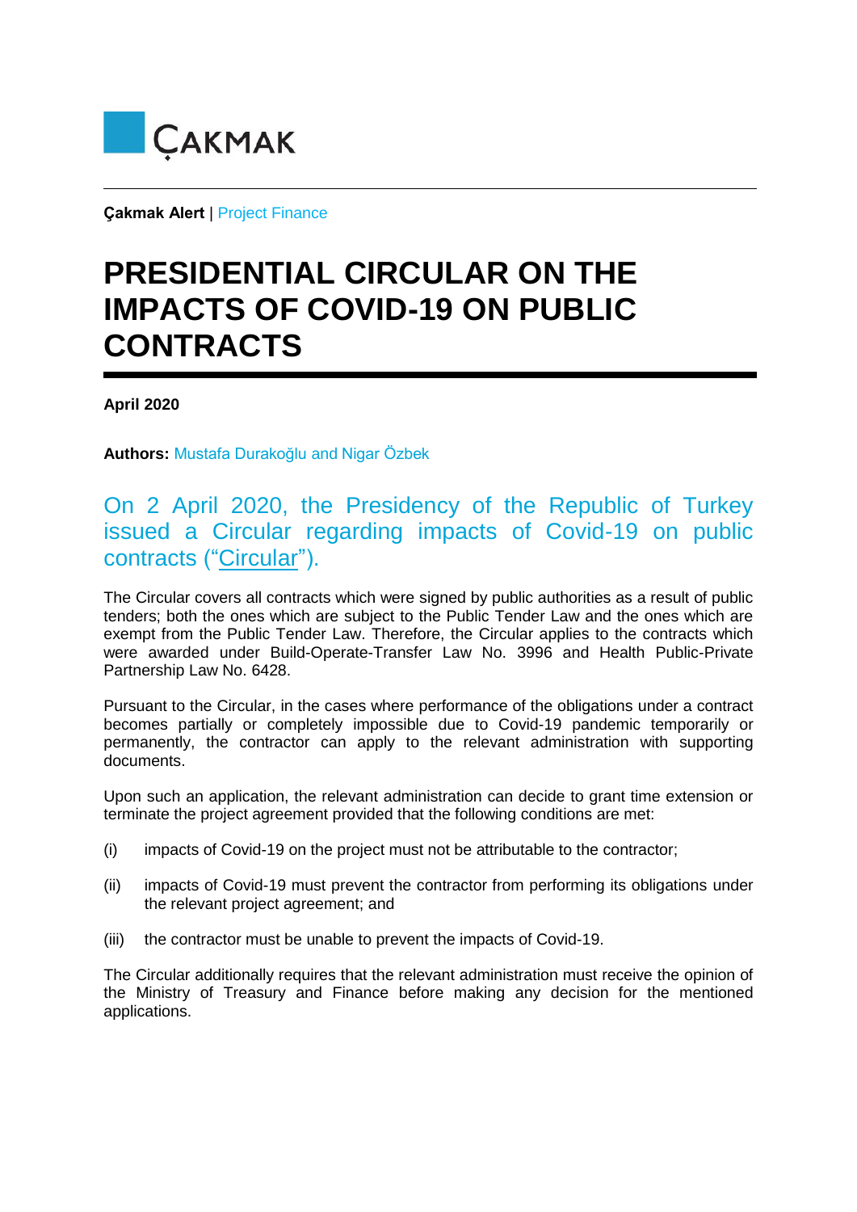ÇAKMAK

**Çakmak Alert** | Project Finance

# PRESIDENTIAL CIRCULAR ON THE IMPACTS OF COVID-19 ON PUBLIC CONTRACTS

**April 2020**

**Authors:** Mustafa Durakoğlu and Nigar Özbek

## On 2 April 2020, the Presidency of the Republic of Turkey issued a Circular regarding impacts of Covid-19 on public contracts ("Circular").

The Circular covers all contracts which were signed by public authorities as a result of public tenders; both the ones which are subject to the Public Tender Law and the ones which are exempt from the Public Tender Law. Therefore, the Circular applies to the contracts which were awarded under Build-Operate-Transfer Law No. 3996 and Health Public-Private Partnership Law No. 6428.

Pursuant to the Circular, in the cases where performance of the obligations under a contract becomes partially or completely impossible due to Covid-19 pandemic temporarily or permanently, the contractor can apply to the relevant administration with supporting documents.

Upon such an application, the relevant administration can decide to grant time extension or terminate the project agreement provided that the following conditions are met:

(i) impacts of Covid-19 on the project must not be attributable to the contractor;

(ii) impacts of Covid-19 must prevent the contractor from performing its obligations under the relevant project agreement; and

(iii) the contractor must be unable to prevent the impacts of Covid-19.

The Circular additionally requires that the relevant administration must receive the opinion of the Ministry of Treasury and Finance before making any decision for the mentioned applications.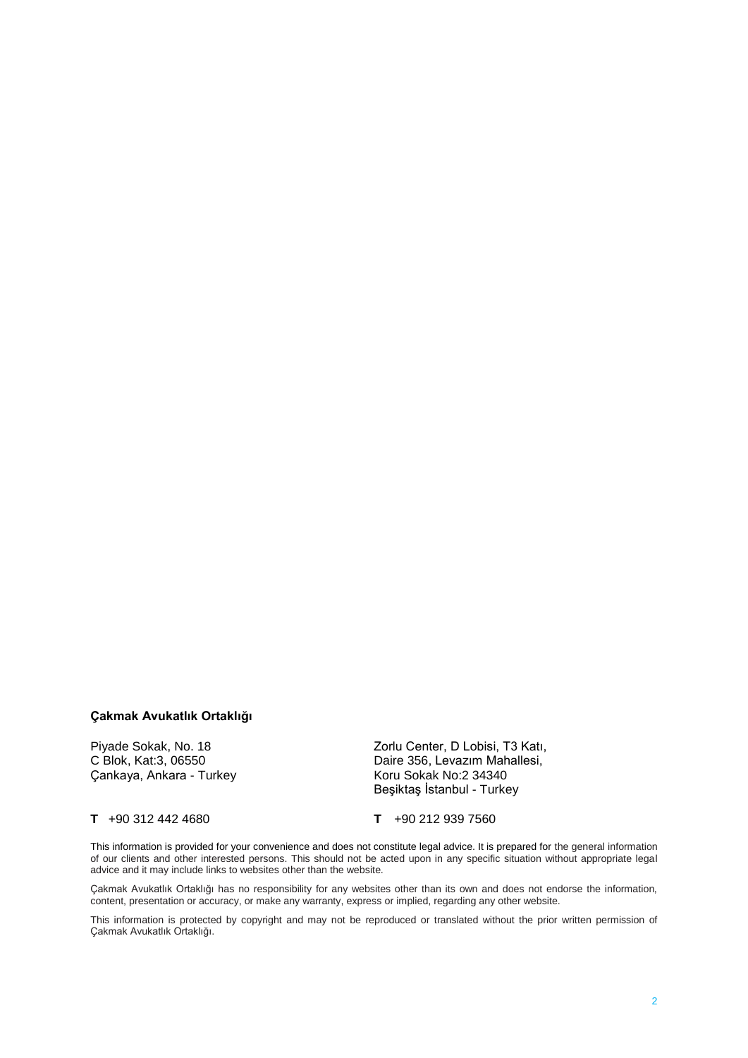**Çakmak Avukatlık Ortaklığı**

Piyade Sokak, No. 18
C Blok, Kat:3, 06550
Çankaya, Ankara - Turkey

**T** +90 312 442 4680

Zorlu Center, D Lobisi, T3 Katı,
Daire 356, Levazım Mahallesi,
Koru Sokak No:2 34340
Beşiktaş İstanbul - Turkey

**T** +90 212 939 7560

This information is provided for your convenience and does not constitute legal advice. It is prepared for the general information of our clients and other interested persons. This should not be acted upon in any specific situation without appropriate legal advice and it may include links to websites other than the website.

Çakmak Avukatlık Ortaklığı has no responsibility for any websites other than its own and does not endorse the information, content, presentation or accuracy, or make any warranty, express or implied, regarding any other website.

This information is protected by copyright and may not be reproduced or translated without the prior written permission of Çakmak Avukatlık Ortaklığı.